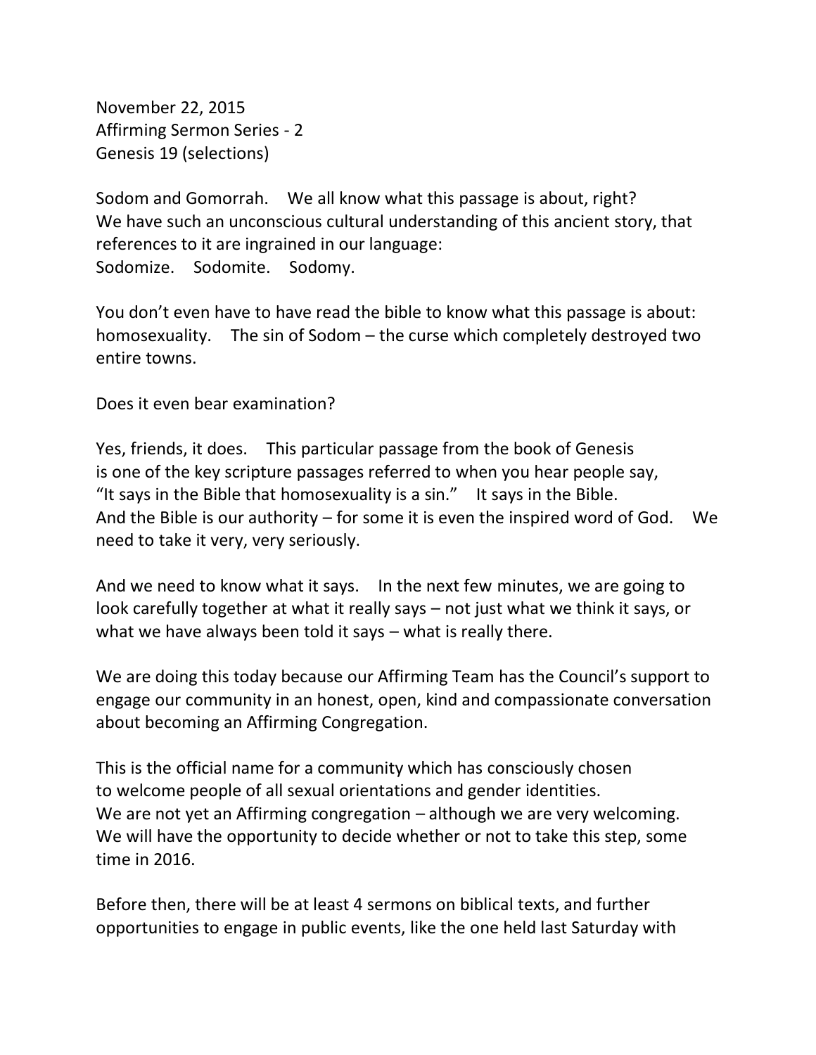November 22, 2015
Affirming Sermon Series - 2
Genesis 19 (selections)

Sodom and Gomorrah. We all know what this passage is about, right?
We have such an unconscious cultural understanding of this ancient story, that references to it are ingrained in our language:
Sodomize. Sodomite. Sodomy.

You don't even have to have read the bible to know what this passage is about: homosexuality. The sin of Sodom – the curse which completely destroyed two entire towns.

Does it even bear examination?

Yes, friends, it does. This particular passage from the book of Genesis is one of the key scripture passages referred to when you hear people say, "It says in the Bible that homosexuality is a sin." It says in the Bible. And the Bible is our authority – for some it is even the inspired word of God. We need to take it very, very seriously.

And we need to know what it says. In the next few minutes, we are going to look carefully together at what it really says – not just what we think it says, or what we have always been told it says – what is really there.

We are doing this today because our Affirming Team has the Council's support to engage our community in an honest, open, kind and compassionate conversation about becoming an Affirming Congregation.

This is the official name for a community which has consciously chosen to welcome people of all sexual orientations and gender identities. We are not yet an Affirming congregation – although we are very welcoming. We will have the opportunity to decide whether or not to take this step, some time in 2016.

Before then, there will be at least 4 sermons on biblical texts, and further opportunities to engage in public events, like the one held last Saturday with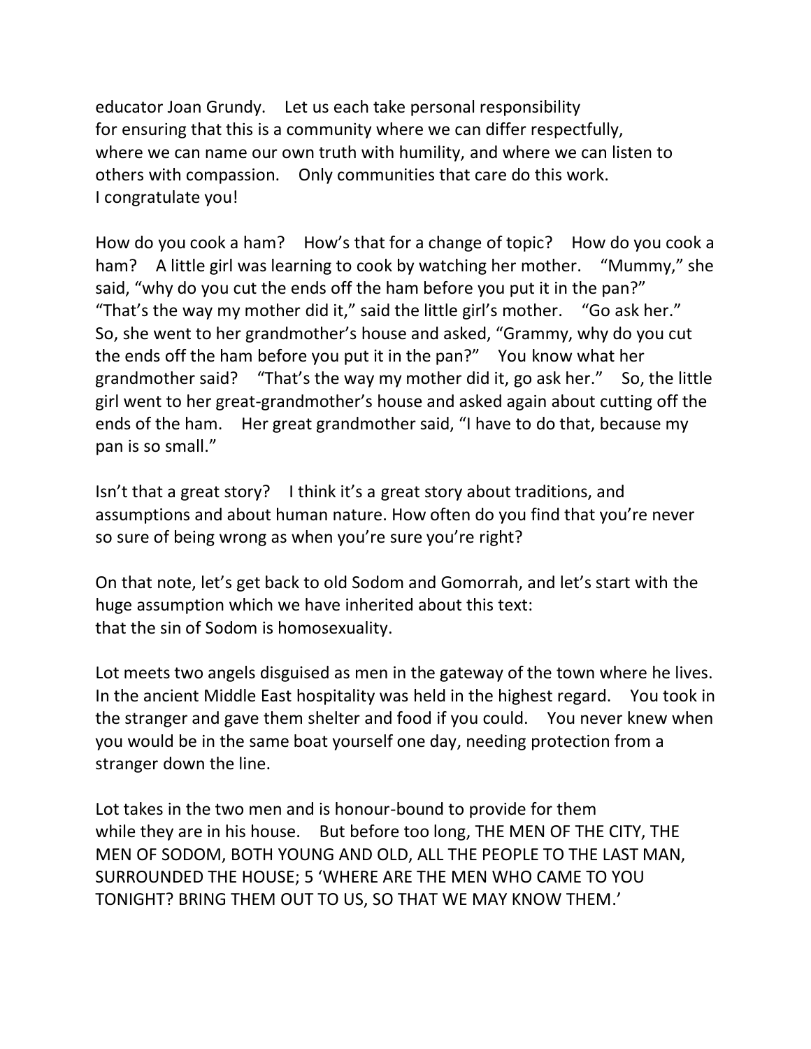educator Joan Grundy. Let us each take personal responsibility for ensuring that this is a community where we can differ respectfully, where we can name our own truth with humility, and where we can listen to others with compassion. Only communities that care do this work. I congratulate you!

How do you cook a ham? How's that for a change of topic? How do you cook a ham? A little girl was learning to cook by watching her mother. "Mummy," she said, "why do you cut the ends off the ham before you put it in the pan?" "That's the way my mother did it," said the little girl's mother. "Go ask her." So, she went to her grandmother's house and asked, "Grammy, why do you cut the ends off the ham before you put it in the pan?" You know what her grandmother said? "That's the way my mother did it, go ask her." So, the little girl went to her great-grandmother's house and asked again about cutting off the ends of the ham. Her great grandmother said, "I have to do that, because my pan is so small."

Isn't that a great story? I think it's a great story about traditions, and assumptions and about human nature. How often do you find that you're never so sure of being wrong as when you're sure you're right?

On that note, let's get back to old Sodom and Gomorrah, and let's start with the huge assumption which we have inherited about this text: that the sin of Sodom is homosexuality.

Lot meets two angels disguised as men in the gateway of the town where he lives. In the ancient Middle East hospitality was held in the highest regard. You took in the stranger and gave them shelter and food if you could. You never knew when you would be in the same boat yourself one day, needing protection from a stranger down the line.

Lot takes in the two men and is honour-bound to provide for them while they are in his house. But before too long, THE MEN OF THE CITY, THE MEN OF SODOM, BOTH YOUNG AND OLD, ALL THE PEOPLE TO THE LAST MAN, SURROUNDED THE HOUSE; 5 'WHERE ARE THE MEN WHO CAME TO YOU TONIGHT? BRING THEM OUT TO US, SO THAT WE MAY KNOW THEM.'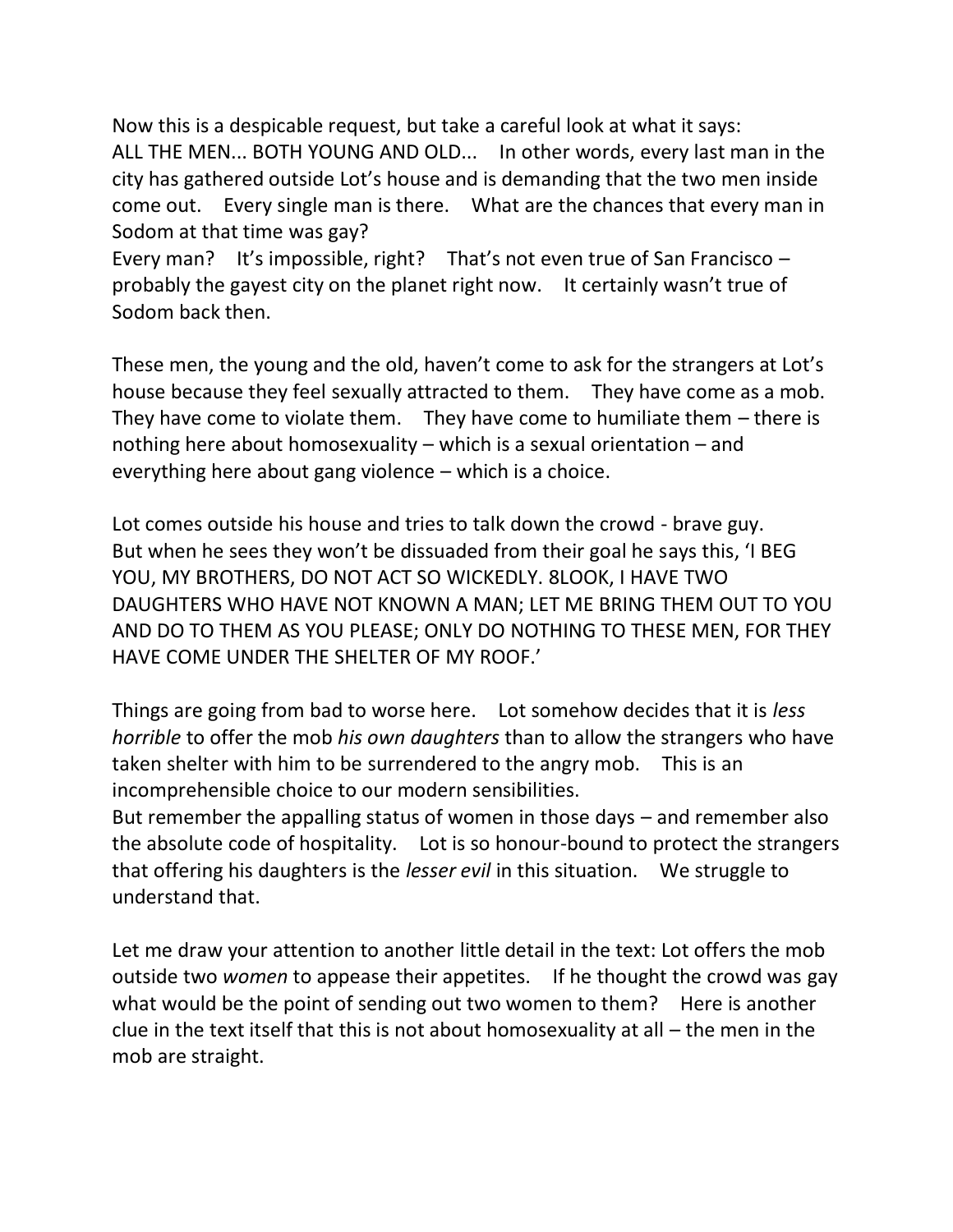Now this is a despicable request, but take a careful look at what it says:
ALL THE MEN... BOTH YOUNG AND OLD... In other words, every last man in the city has gathered outside Lot's house and is demanding that the two men inside come out. Every single man is there. What are the chances that every man in Sodom at that time was gay?
Every man? It's impossible, right? That's not even true of San Francisco – probably the gayest city on the planet right now. It certainly wasn't true of Sodom back then.

These men, the young and the old, haven't come to ask for the strangers at Lot's house because they feel sexually attracted to them. They have come as a mob. They have come to violate them. They have come to humiliate them – there is nothing here about homosexuality – which is a sexual orientation – and everything here about gang violence – which is a choice.

Lot comes outside his house and tries to talk down the crowd - brave guy.
But when he sees they won't be dissuaded from their goal he says this, 'I BEG YOU, MY BROTHERS, DO NOT ACT SO WICKEDLY. 8LOOK, I HAVE TWO DAUGHTERS WHO HAVE NOT KNOWN A MAN; LET ME BRING THEM OUT TO YOU AND DO TO THEM AS YOU PLEASE; ONLY DO NOTHING TO THESE MEN, FOR THEY HAVE COME UNDER THE SHELTER OF MY ROOF.'

Things are going from bad to worse here. Lot somehow decides that it is *less horrible* to offer the mob *his own daughters* than to allow the strangers who have taken shelter with him to be surrendered to the angry mob. This is an incomprehensible choice to our modern sensibilities.
But remember the appalling status of women in those days – and remember also the absolute code of hospitality. Lot is so honour-bound to protect the strangers that offering his daughters is the *lesser evil* in this situation. We struggle to understand that.

Let me draw your attention to another little detail in the text: Lot offers the mob outside two *women* to appease their appetites. If he thought the crowd was gay what would be the point of sending out two women to them? Here is another clue in the text itself that this is not about homosexuality at all – the men in the mob are straight.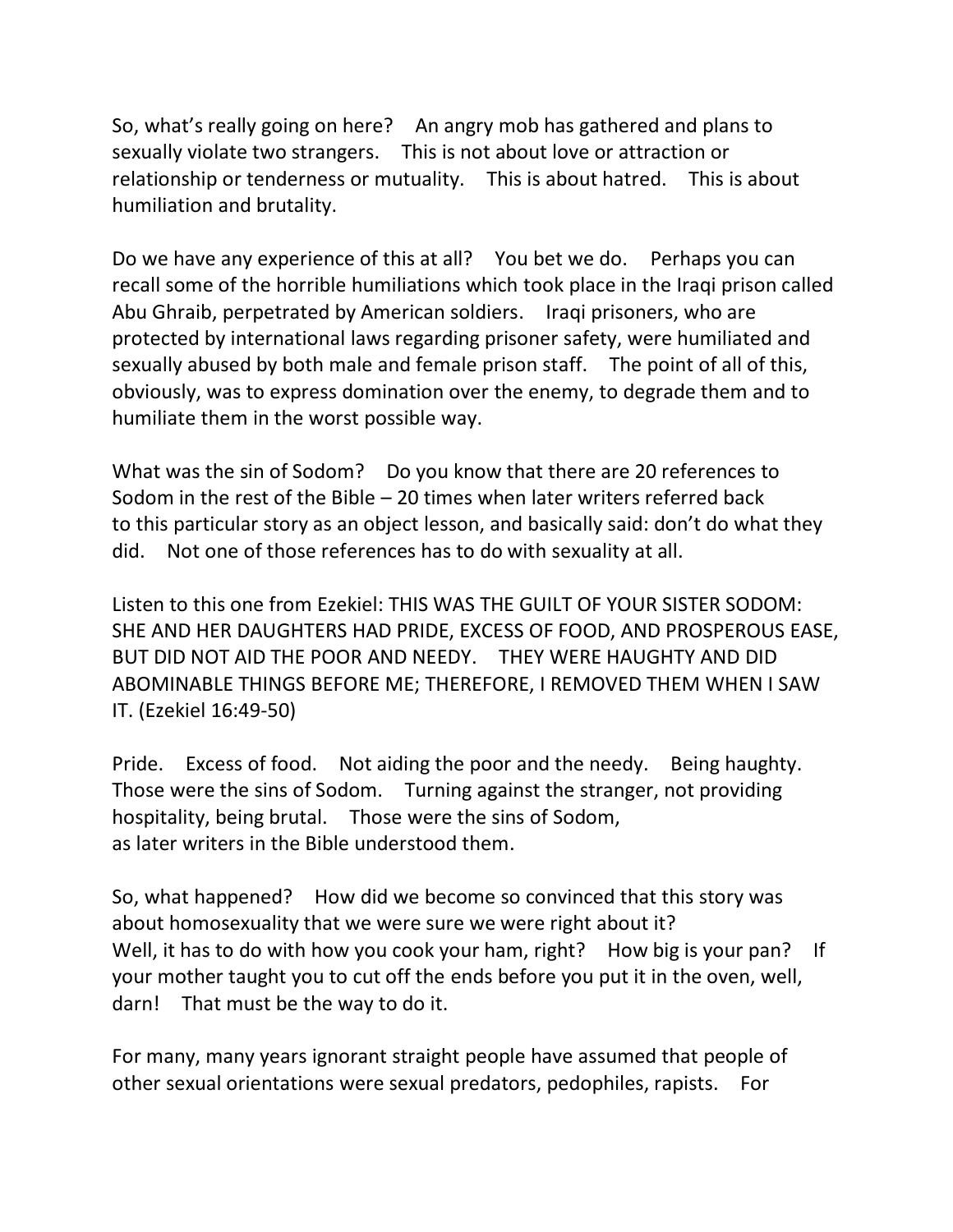So, what's really going on here? An angry mob has gathered and plans to sexually violate two strangers. This is not about love or attraction or relationship or tenderness or mutuality. This is about hatred. This is about humiliation and brutality.

Do we have any experience of this at all? You bet we do. Perhaps you can recall some of the horrible humiliations which took place in the Iraqi prison called Abu Ghraib, perpetrated by American soldiers. Iraqi prisoners, who are protected by international laws regarding prisoner safety, were humiliated and sexually abused by both male and female prison staff. The point of all of this, obviously, was to express domination over the enemy, to degrade them and to humiliate them in the worst possible way.

What was the sin of Sodom? Do you know that there are 20 references to Sodom in the rest of the Bible – 20 times when later writers referred back to this particular story as an object lesson, and basically said: don't do what they did. Not one of those references has to do with sexuality at all.

Listen to this one from Ezekiel: THIS WAS THE GUILT OF YOUR SISTER SODOM: SHE AND HER DAUGHTERS HAD PRIDE, EXCESS OF FOOD, AND PROSPEROUS EASE, BUT DID NOT AID THE POOR AND NEEDY. THEY WERE HAUGHTY AND DID ABOMINABLE THINGS BEFORE ME; THEREFORE, I REMOVED THEM WHEN I SAW IT. (Ezekiel 16:49-50)

Pride. Excess of food. Not aiding the poor and the needy. Being haughty. Those were the sins of Sodom. Turning against the stranger, not providing hospitality, being brutal. Those were the sins of Sodom, as later writers in the Bible understood them.

So, what happened? How did we become so convinced that this story was about homosexuality that we were sure we were right about it? Well, it has to do with how you cook your ham, right? How big is your pan? If your mother taught you to cut off the ends before you put it in the oven, well, darn! That must be the way to do it.

For many, many years ignorant straight people have assumed that people of other sexual orientations were sexual predators, pedophiles, rapists. For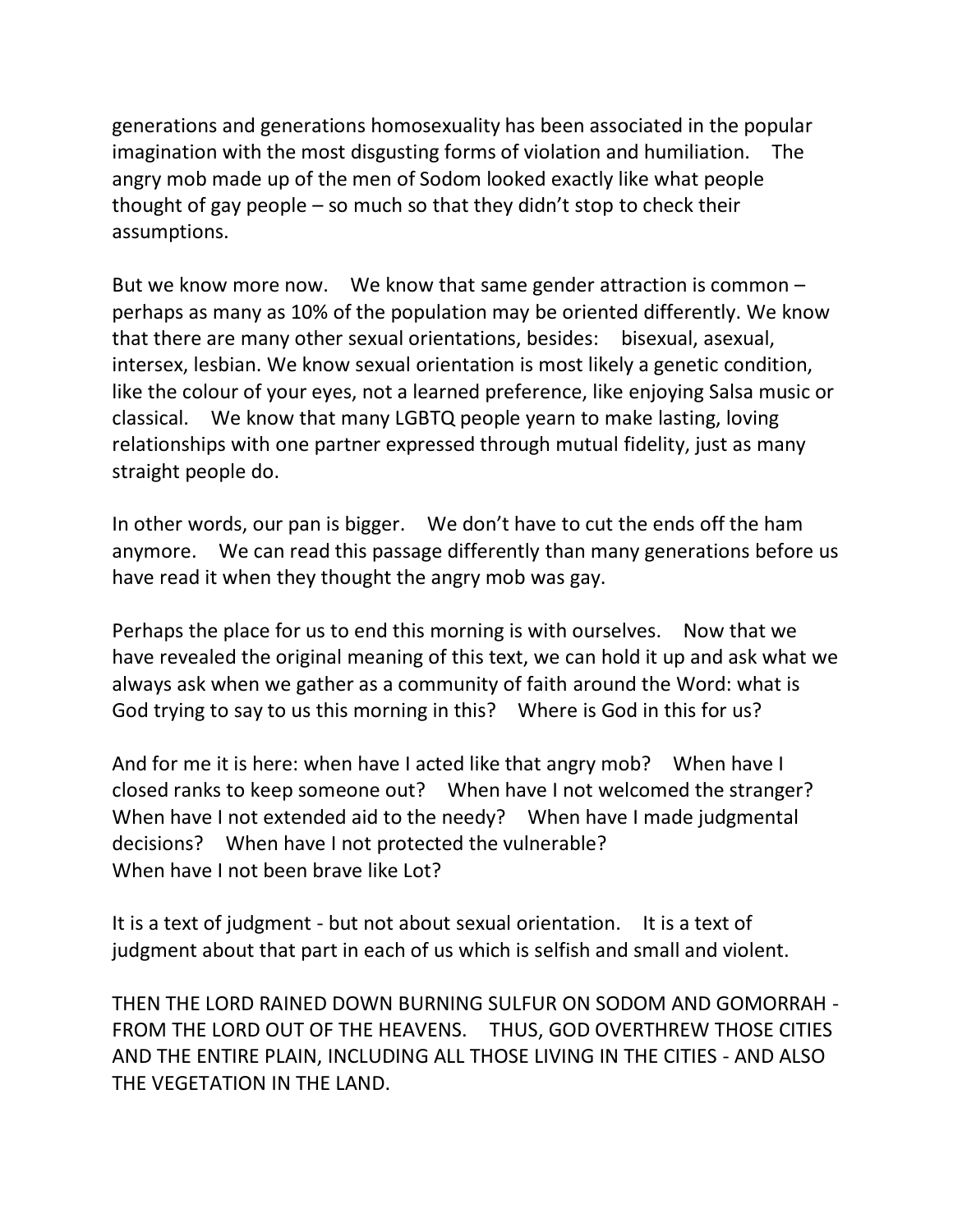generations and generations homosexuality has been associated in the popular imagination with the most disgusting forms of violation and humiliation. The angry mob made up of the men of Sodom looked exactly like what people thought of gay people – so much so that they didn't stop to check their assumptions.

But we know more now. We know that same gender attraction is common – perhaps as many as 10% of the population may be oriented differently. We know that there are many other sexual orientations, besides: bisexual, asexual, intersex, lesbian. We know sexual orientation is most likely a genetic condition, like the colour of your eyes, not a learned preference, like enjoying Salsa music or classical. We know that many LGBTQ people yearn to make lasting, loving relationships with one partner expressed through mutual fidelity, just as many straight people do.

In other words, our pan is bigger. We don't have to cut the ends off the ham anymore. We can read this passage differently than many generations before us have read it when they thought the angry mob was gay.

Perhaps the place for us to end this morning is with ourselves. Now that we have revealed the original meaning of this text, we can hold it up and ask what we always ask when we gather as a community of faith around the Word: what is God trying to say to us this morning in this? Where is God in this for us?

And for me it is here: when have I acted like that angry mob? When have I closed ranks to keep someone out? When have I not welcomed the stranger? When have I not extended aid to the needy? When have I made judgmental decisions? When have I not protected the vulnerable?
When have I not been brave like Lot?

It is a text of judgment - but not about sexual orientation. It is a text of judgment about that part in each of us which is selfish and small and violent.

THEN THE LORD RAINED DOWN BURNING SULFUR ON SODOM AND GOMORRAH - FROM THE LORD OUT OF THE HEAVENS. THUS, GOD OVERTHREW THOSE CITIES AND THE ENTIRE PLAIN, INCLUDING ALL THOSE LIVING IN THE CITIES - AND ALSO THE VEGETATION IN THE LAND.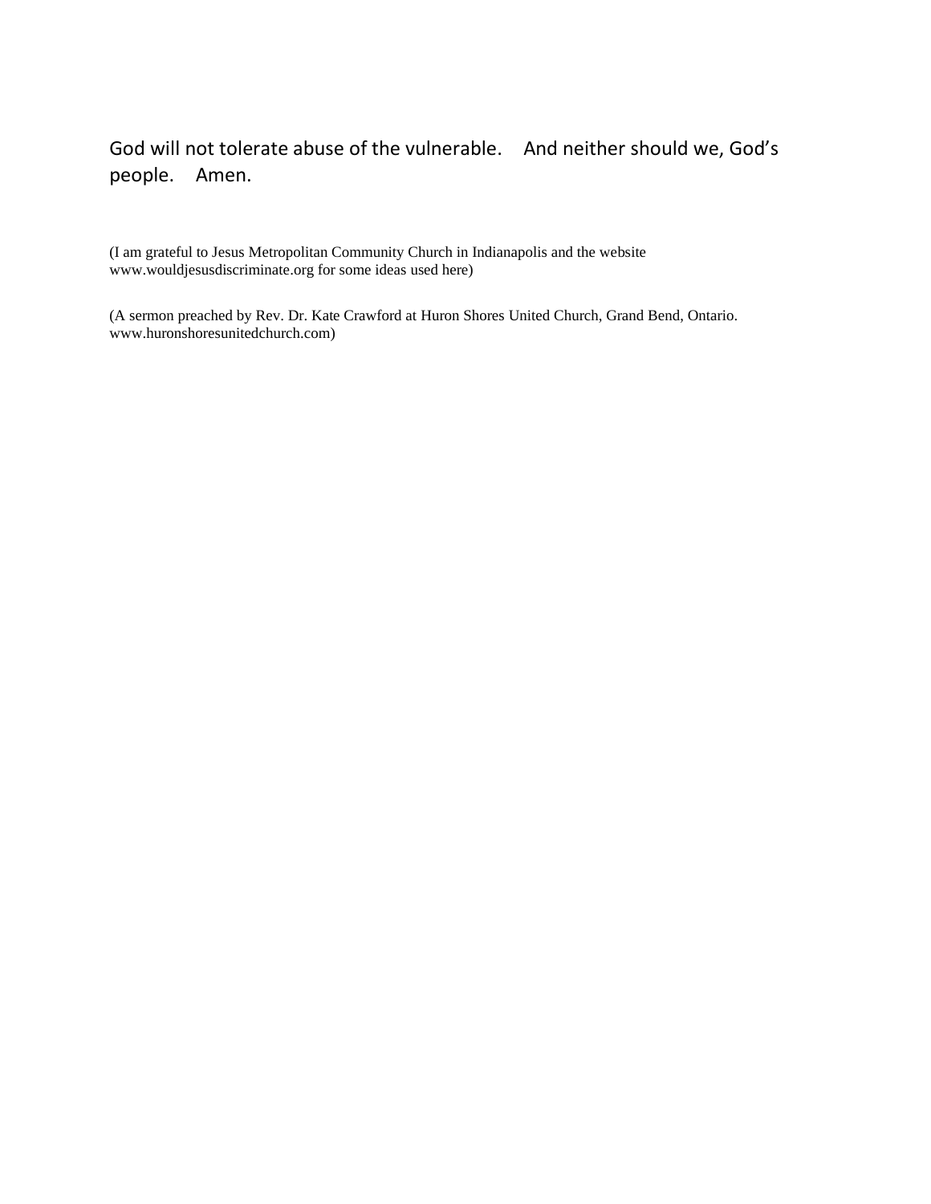God will not tolerate abuse of the vulnerable. And neither should we, God's people. Amen.

(I am grateful to Jesus Metropolitan Community Church in Indianapolis and the website www.wouldjesusdiscriminate.org for some ideas used here)

(A sermon preached by Rev. Dr. Kate Crawford at Huron Shores United Church, Grand Bend, Ontario. www.huronshoresunitedchurch.com)